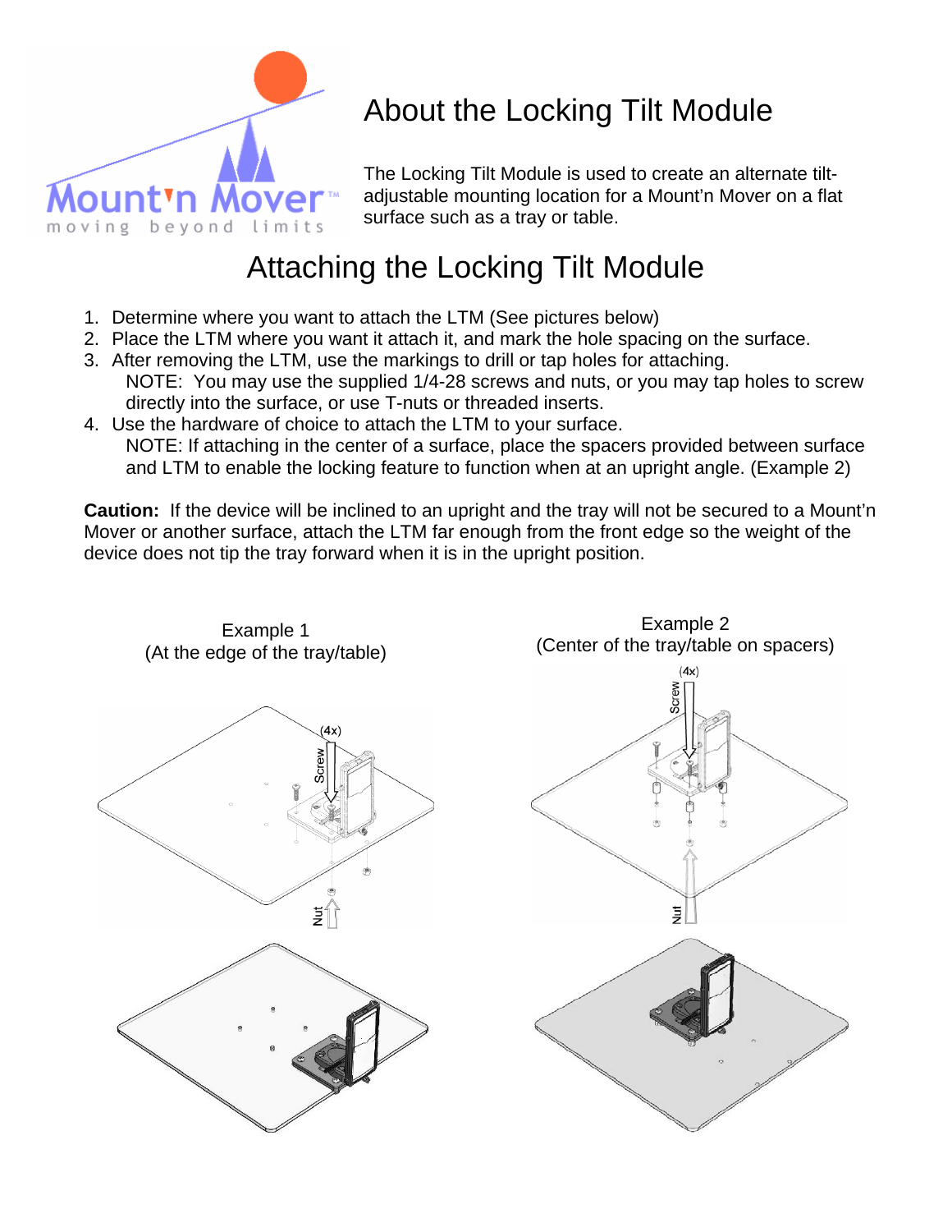# About the Locking Tilt Module

The Locking Tilt Module is used to create an alternate tilt-adjustable mounting location for a Mount'n Mover on a flat surface such as a tray or table.

## Attaching the Locking Tilt Module

1. Determine where you want to attach the LTM (See pictures below)
2. Place the LTM where you want it attach it, and mark the hole spacing on the surface.
3. After removing the LTM, use the markings to drill or tap holes for attaching.
   NOTE: You may use the supplied 1/4-28 screws and nuts, or you may tap holes to screw directly into the surface, or use T-nuts or threaded inserts.
4. Use the hardware of choice to attach the LTM to your surface.
   NOTE: If attaching in the center of a surface, place the spacers provided between surface and LTM to enable the locking feature to function when at an upright angle. (Example 2)

**Caution:** If the device will be inclined to an upright and the tray will not be secured to a Mount'n Mover or another surface, attach the LTM far enough from the front edge so the weight of the device does not tip the tray forward when it is in the upright position.

Example 1
(At the edge of the tray/table)

Example 2
(Center of the tray/table on spacers)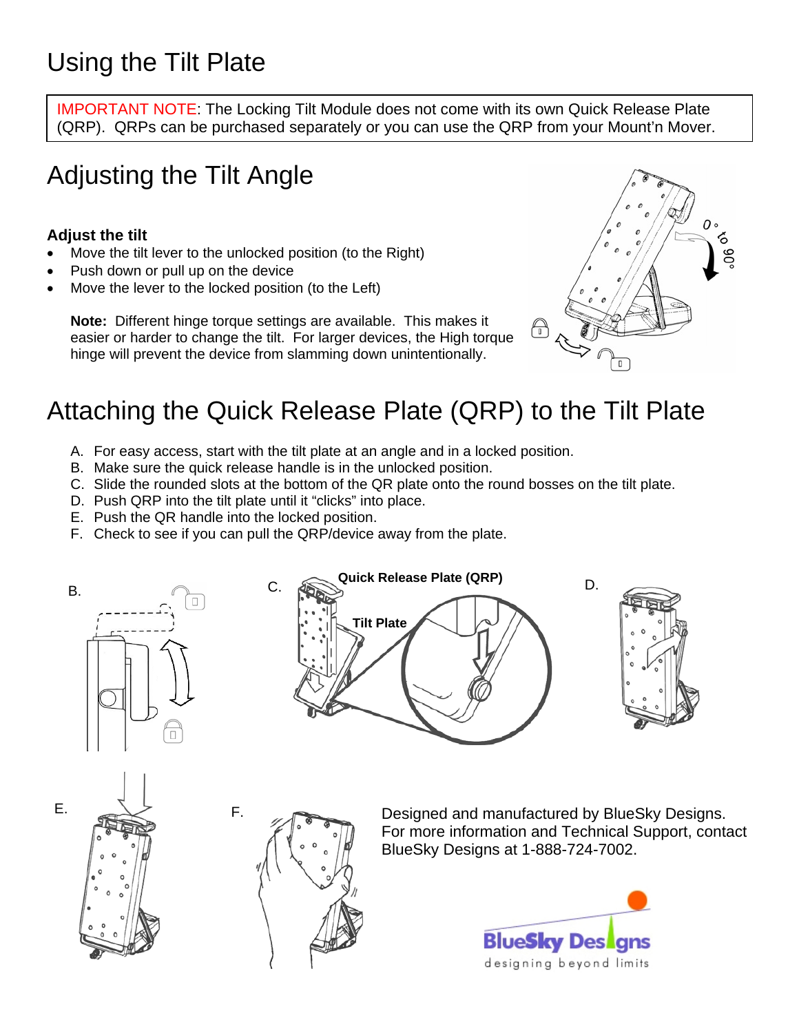# Using the Tilt Plate

IMPORTANT NOTE: The Locking Tilt Module does not come with its own Quick Release Plate (QRP). QRPs can be purchased separately or you can use the QRP from your Mount'n Mover.

# Adjusting the Tilt Angle

**Adjust the tilt**

- Move the tilt lever to the unlocked position (to the Right)
- Push down or pull up on the device
- Move the lever to the locked position (to the Left)

**Note:** Different hinge torque settings are available. This makes it easier or harder to change the tilt. For larger devices, the High torque hinge will prevent the device from slamming down unintentionally.

0° to 90°

# Attaching the Quick Release Plate (QRP) to the Tilt Plate

A. For easy access, start with the tilt plate at an angle and in a locked position.
B. Make sure the quick release handle is in the unlocked position.
C. Slide the rounded slots at the bottom of the QR plate onto the round bosses on the tilt plate.
D. Push QRP into the tilt plate until it "clicks" into place.
E. Push the QR handle into the locked position.
F. Check to see if you can pull the QRP/device away from the plate.

B.

C. Quick Release Plate (QRP)

Tilt Plate

D.

E.

F.

Designed and manufactured by BlueSky Designs. For more information and Technical Support, contact BlueSky Designs at 1-888-724-7002.

BlueSky Designs
designing beyond limits